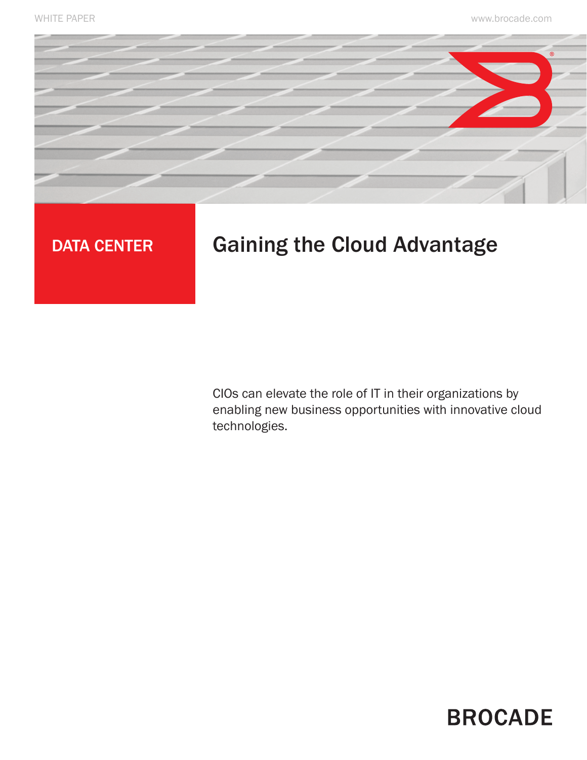WHITE PAPER

DATA CENTER

# Gaining the Cloud Advantage

CIOs can elevate the role of IT in their organizations by enabling new business opportunities with innovative cloud technologies.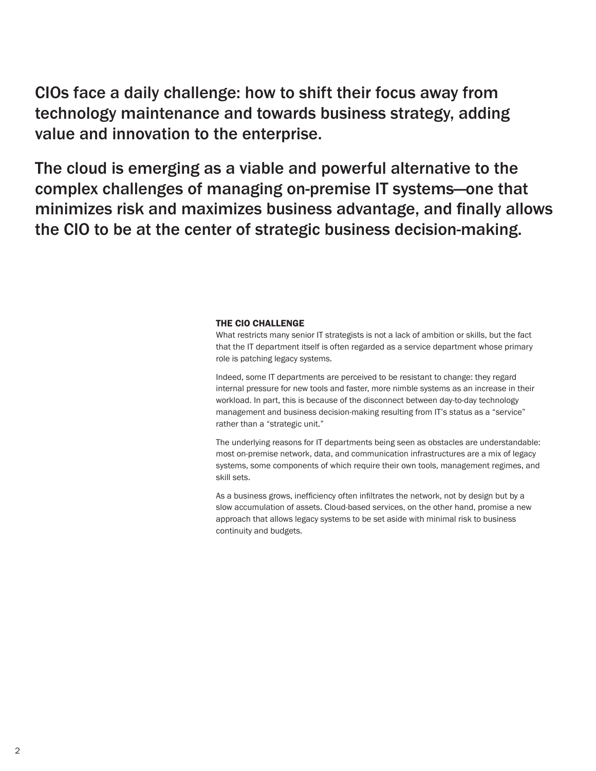CIOs face a daily challenge: how to shift their focus away from technology maintenance and towards business strategy, adding value and innovation to the enterprise.

The cloud is emerging as a viable and powerful alternative to the complex challenges of managing on-premise IT systems—one that minimizes risk and maximizes business advantage, and finally allows the CIO to be at the center of strategic business decision-making.

## THE CIO CHALLENGE

What restricts many senior IT strategists is not a lack of ambition or skills, but the fact that the IT department itself is often regarded as a service department whose primary role is patching legacy systems.

Indeed, some IT departments are perceived to be resistant to change: they regard internal pressure for new tools and faster, more nimble systems as an increase in their workload. In part, this is because of the disconnect between day-to-day technology management and business decision-making resulting from IT's status as a "service" rather than a "strategic unit."

The underlying reasons for IT departments being seen as obstacles are understandable: most on-premise network, data, and communication infrastructures are a mix of legacy systems, some components of which require their own tools, management regimes, and skill sets.

As a business grows, inefficiency often infiltrates the network, not by design but by a slow accumulation of assets. Cloud-based services, on the other hand, promise a new approach that allows legacy systems to be set aside with minimal risk to business continuity and budgets.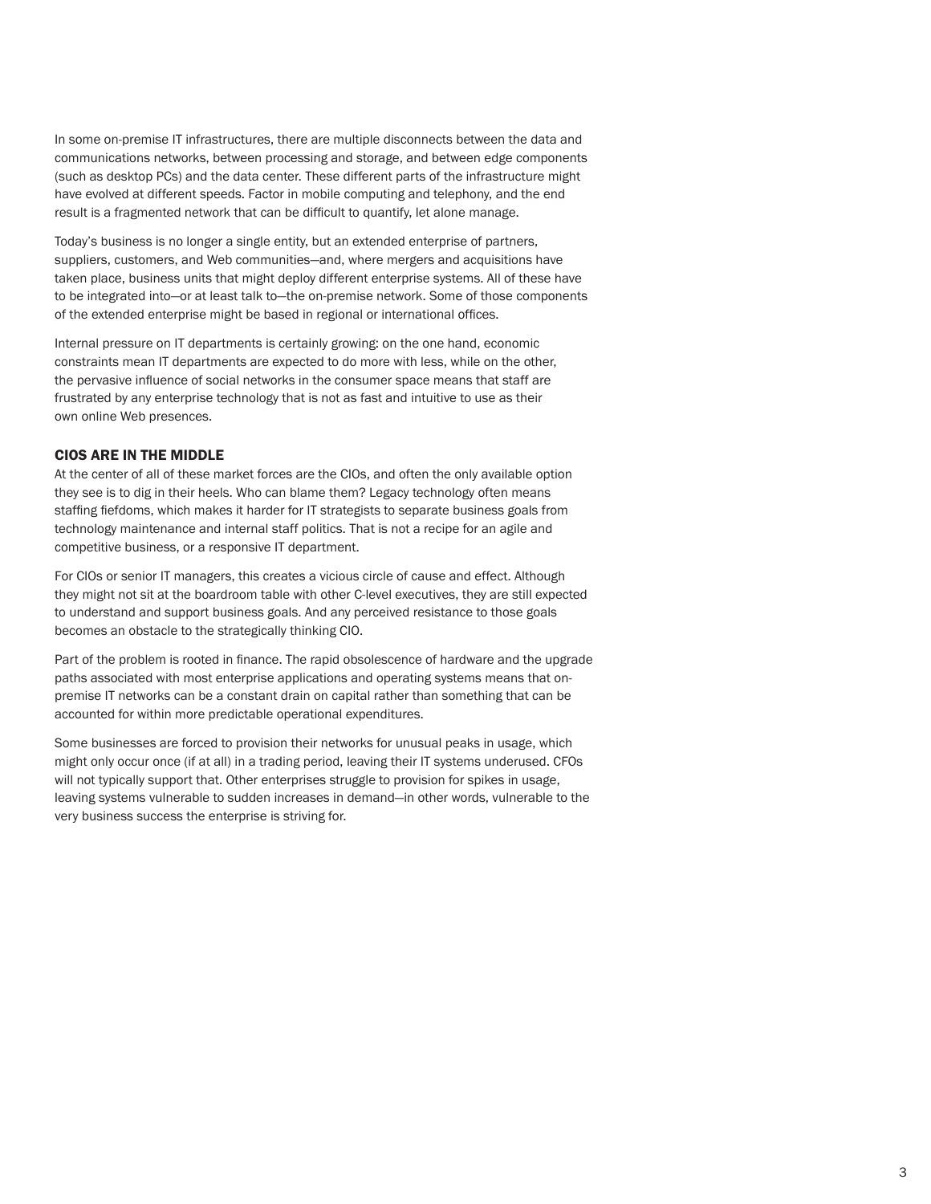In some on-premise IT infrastructures, there are multiple disconnects between the data and communications networks, between processing and storage, and between edge components (such as desktop PCs) and the data center. These different parts of the infrastructure might have evolved at different speeds. Factor in mobile computing and telephony, and the end result is a fragmented network that can be difficult to quantify, let alone manage.

Today's business is no longer a single entity, but an extended enterprise of partners, suppliers, customers, and Web communities—and, where mergers and acquisitions have taken place, business units that might deploy different enterprise systems. All of these have to be integrated into—or at least talk to—the on-premise network. Some of those components of the extended enterprise might be based in regional or international offices.

Internal pressure on IT departments is certainly growing: on the one hand, economic constraints mean IT departments are expected to do more with less, while on the other, the pervasive influence of social networks in the consumer space means that staff are frustrated by any enterprise technology that is not as fast and intuitive to use as their own online Web presences.

## CIOS ARE IN THE MIDDLE

At the center of all of these market forces are the CIOs, and often the only available option they see is to dig in their heels. Who can blame them? Legacy technology often means staffing fiefdoms, which makes it harder for IT strategists to separate business goals from technology maintenance and internal staff politics. That is not a recipe for an agile and competitive business, or a responsive IT department.

For CIOs or senior IT managers, this creates a vicious circle of cause and effect. Although they might not sit at the boardroom table with other C-level executives, they are still expected to understand and support business goals. And any perceived resistance to those goals becomes an obstacle to the strategically thinking CIO.

Part of the problem is rooted in finance. The rapid obsolescence of hardware and the upgrade paths associated with most enterprise applications and operating systems means that on-premise IT networks can be a constant drain on capital rather than something that can be accounted for within more predictable operational expenditures.

Some businesses are forced to provision their networks for unusual peaks in usage, which might only occur once (if at all) in a trading period, leaving their IT systems underused. CFOs will not typically support that. Other enterprises struggle to provision for spikes in usage, leaving systems vulnerable to sudden increases in demand—in other words, vulnerable to the very business success the enterprise is striving for.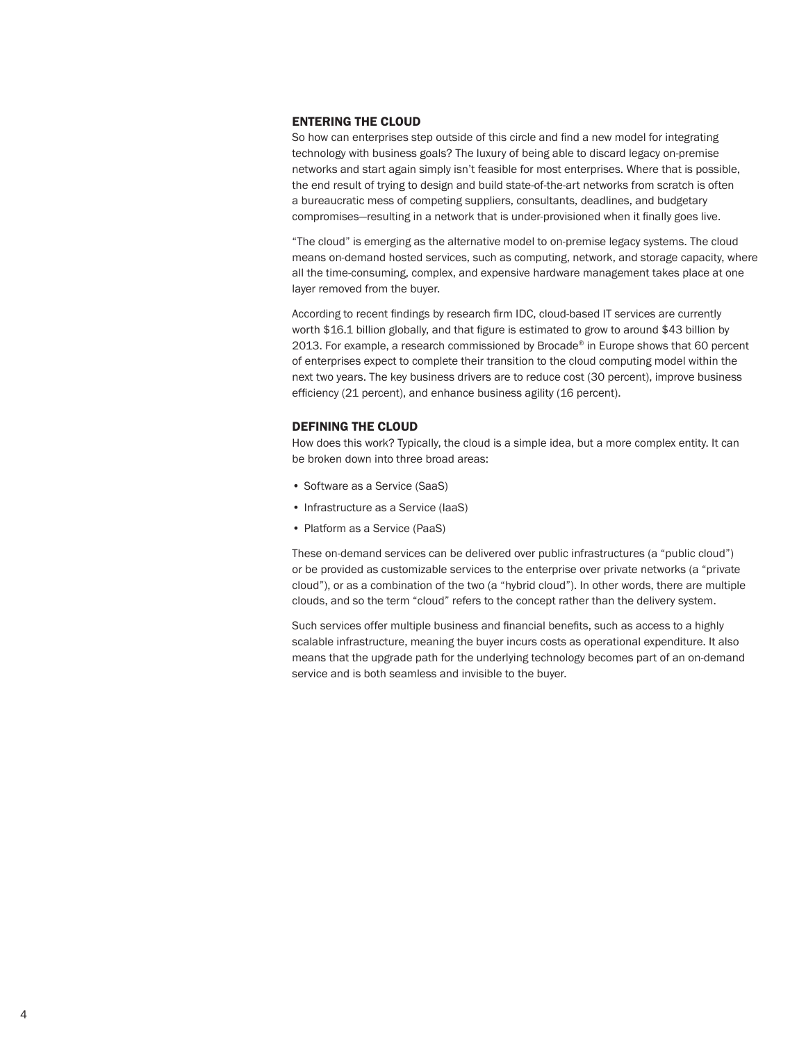## ENTERING THE CLOUD

So how can enterprises step outside of this circle and find a new model for integrating technology with business goals? The luxury of being able to discard legacy on-premise networks and start again simply isn't feasible for most enterprises. Where that is possible, the end result of trying to design and build state-of-the-art networks from scratch is often a bureaucratic mess of competing suppliers, consultants, deadlines, and budgetary compromises—resulting in a network that is under-provisioned when it finally goes live.

"The cloud" is emerging as the alternative model to on-premise legacy systems. The cloud means on-demand hosted services, such as computing, network, and storage capacity, where all the time-consuming, complex, and expensive hardware management takes place at one layer removed from the buyer.

According to recent findings by research firm IDC, cloud-based IT services are currently worth $16.1 billion globally, and that figure is estimated to grow to around $43 billion by 2013. For example, a research commissioned by Brocade® in Europe shows that 60 percent of enterprises expect to complete their transition to the cloud computing model within the next two years. The key business drivers are to reduce cost (30 percent), improve business efficiency (21 percent), and enhance business agility (16 percent).

## DEFINING THE CLOUD

How does this work? Typically, the cloud is a simple idea, but a more complex entity. It can be broken down into three broad areas:

- Software as a Service (SaaS)
- Infrastructure as a Service (IaaS)
- Platform as a Service (PaaS)

These on-demand services can be delivered over public infrastructures (a "public cloud") or be provided as customizable services to the enterprise over private networks (a "private cloud"), or as a combination of the two (a "hybrid cloud"). In other words, there are multiple clouds, and so the term "cloud" refers to the concept rather than the delivery system.

Such services offer multiple business and financial benefits, such as access to a highly scalable infrastructure, meaning the buyer incurs costs as operational expenditure. It also means that the upgrade path for the underlying technology becomes part of an on-demand service and is both seamless and invisible to the buyer.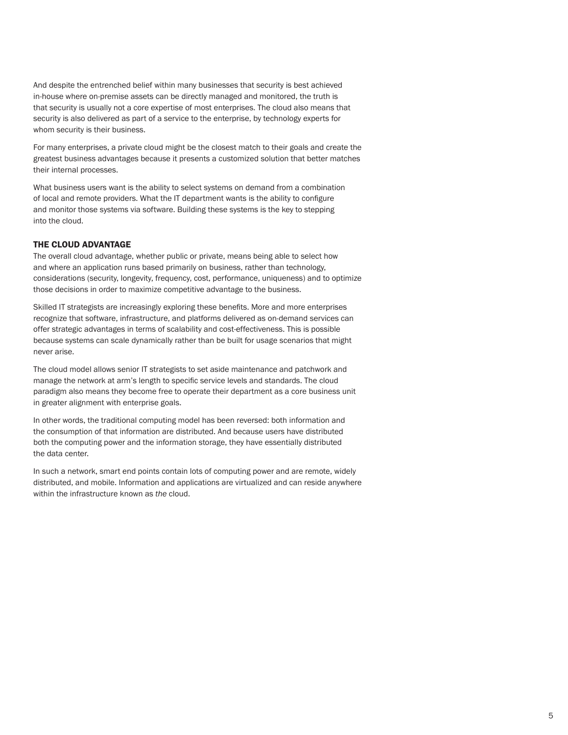And despite the entrenched belief within many businesses that security is best achieved in-house where on-premise assets can be directly managed and monitored, the truth is that security is usually not a core expertise of most enterprises. The cloud also means that security is also delivered as part of a service to the enterprise, by technology experts for whom security is their business.

For many enterprises, a private cloud might be the closest match to their goals and create the greatest business advantages because it presents a customized solution that better matches their internal processes.

What business users want is the ability to select systems on demand from a combination of local and remote providers. What the IT department wants is the ability to configure and monitor those systems via software. Building these systems is the key to stepping into the cloud.

## THE CLOUD ADVANTAGE

The overall cloud advantage, whether public or private, means being able to select how and where an application runs based primarily on business, rather than technology, considerations (security, longevity, frequency, cost, performance, uniqueness) and to optimize those decisions in order to maximize competitive advantage to the business.

Skilled IT strategists are increasingly exploring these benefits. More and more enterprises recognize that software, infrastructure, and platforms delivered as on-demand services can offer strategic advantages in terms of scalability and cost-effectiveness. This is possible because systems can scale dynamically rather than be built for usage scenarios that might never arise.

The cloud model allows senior IT strategists to set aside maintenance and patchwork and manage the network at arm's length to specific service levels and standards. The cloud paradigm also means they become free to operate their department as a core business unit in greater alignment with enterprise goals.

In other words, the traditional computing model has been reversed: both information and the consumption of that information are distributed. And because users have distributed both the computing power and the information storage, they have essentially distributed the data center.

In such a network, smart end points contain lots of computing power and are remote, widely distributed, and mobile. Information and applications are virtualized and can reside anywhere within the infrastructure known as *the* cloud.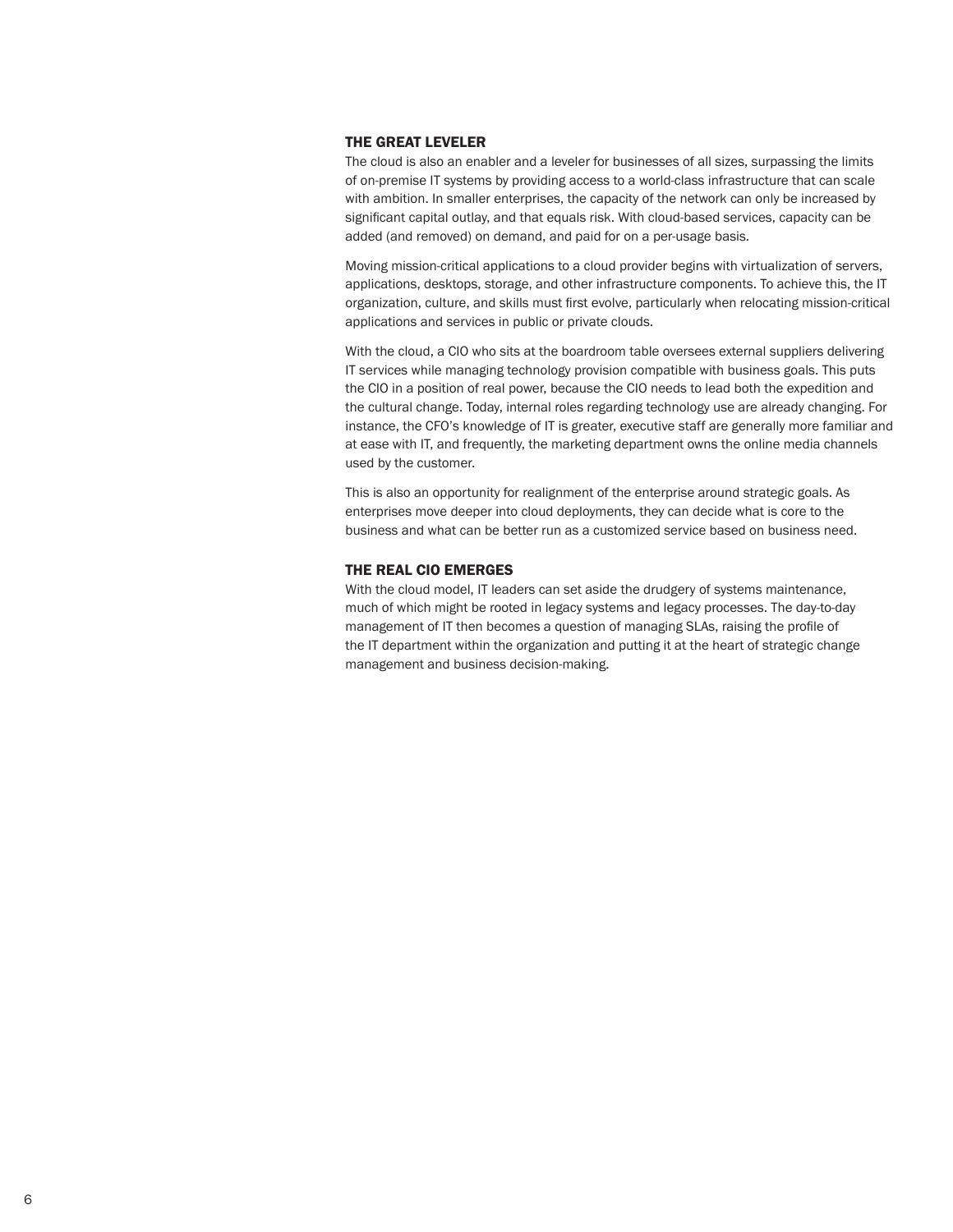## THE GREAT LEVELER

The cloud is also an enabler and a leveler for businesses of all sizes, surpassing the limits of on-premise IT systems by providing access to a world-class infrastructure that can scale with ambition. In smaller enterprises, the capacity of the network can only be increased by significant capital outlay, and that equals risk. With cloud-based services, capacity can be added (and removed) on demand, and paid for on a per-usage basis.

Moving mission-critical applications to a cloud provider begins with virtualization of servers, applications, desktops, storage, and other infrastructure components. To achieve this, the IT organization, culture, and skills must first evolve, particularly when relocating mission-critical applications and services in public or private clouds.

With the cloud, a CIO who sits at the boardroom table oversees external suppliers delivering IT services while managing technology provision compatible with business goals. This puts the CIO in a position of real power, because the CIO needs to lead both the expedition and the cultural change. Today, internal roles regarding technology use are already changing. For instance, the CFO's knowledge of IT is greater, executive staff are generally more familiar and at ease with IT, and frequently, the marketing department owns the online media channels used by the customer.

This is also an opportunity for realignment of the enterprise around strategic goals. As enterprises move deeper into cloud deployments, they can decide what is core to the business and what can be better run as a customized service based on business need.

## THE REAL CIO EMERGES

With the cloud model, IT leaders can set aside the drudgery of systems maintenance, much of which might be rooted in legacy systems and legacy processes. The day-to-day management of IT then becomes a question of managing SLAs, raising the profile of the IT department within the organization and putting it at the heart of strategic change management and business decision-making.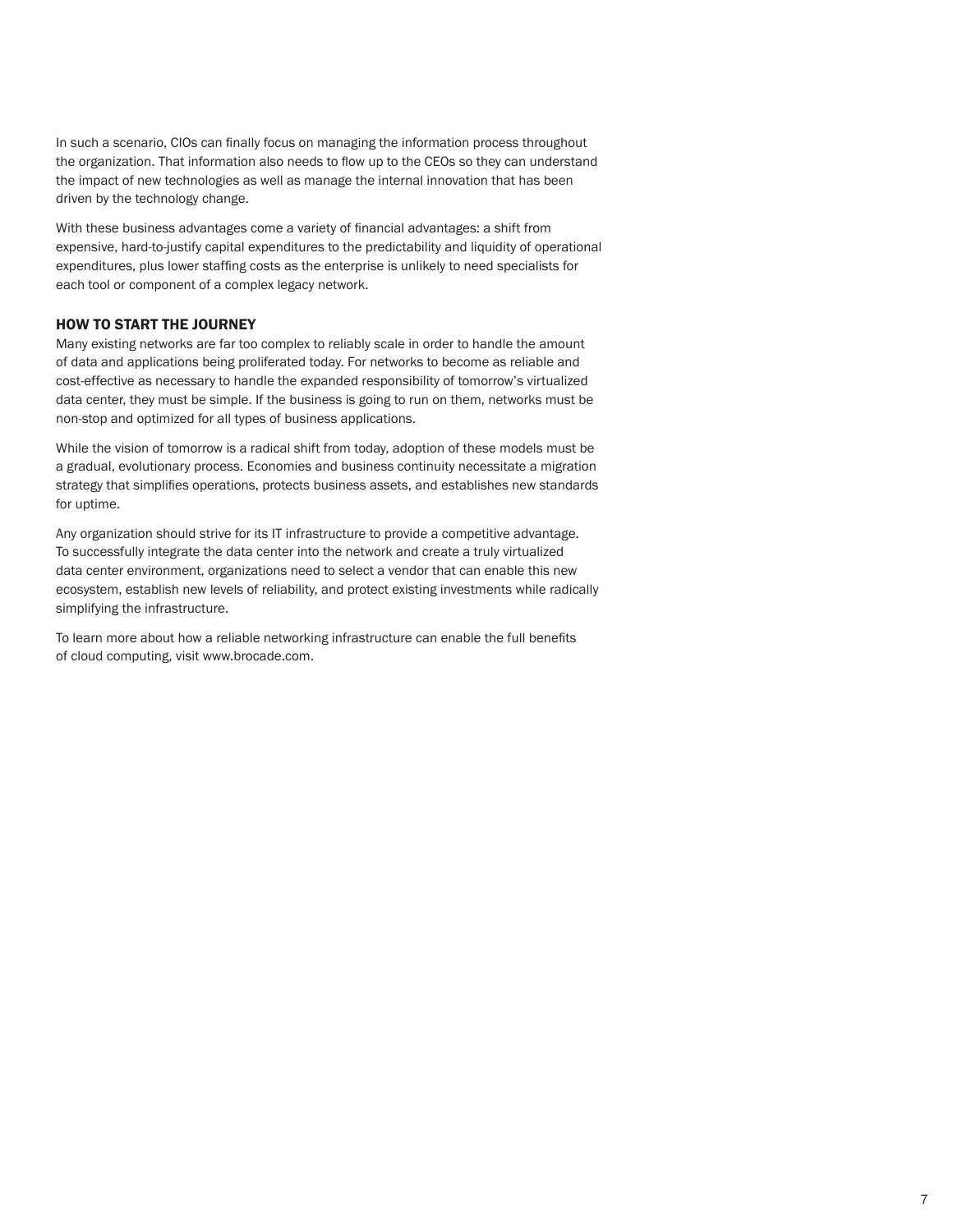In such a scenario, CIOs can finally focus on managing the information process throughout the organization. That information also needs to flow up to the CEOs so they can understand the impact of new technologies as well as manage the internal innovation that has been driven by the technology change.

With these business advantages come a variety of financial advantages: a shift from expensive, hard-to-justify capital expenditures to the predictability and liquidity of operational expenditures, plus lower staffing costs as the enterprise is unlikely to need specialists for each tool or component of a complex legacy network.

## HOW TO START THE JOURNEY

Many existing networks are far too complex to reliably scale in order to handle the amount of data and applications being proliferated today. For networks to become as reliable and cost-effective as necessary to handle the expanded responsibility of tomorrow's virtualized data center, they must be simple. If the business is going to run on them, networks must be non-stop and optimized for all types of business applications.

While the vision of tomorrow is a radical shift from today, adoption of these models must be a gradual, evolutionary process. Economies and business continuity necessitate a migration strategy that simplifies operations, protects business assets, and establishes new standards for uptime.

Any organization should strive for its IT infrastructure to provide a competitive advantage. To successfully integrate the data center into the network and create a truly virtualized data center environment, organizations need to select a vendor that can enable this new ecosystem, establish new levels of reliability, and protect existing investments while radically simplifying the infrastructure.

To learn more about how a reliable networking infrastructure can enable the full benefits of cloud computing, visit www.brocade.com.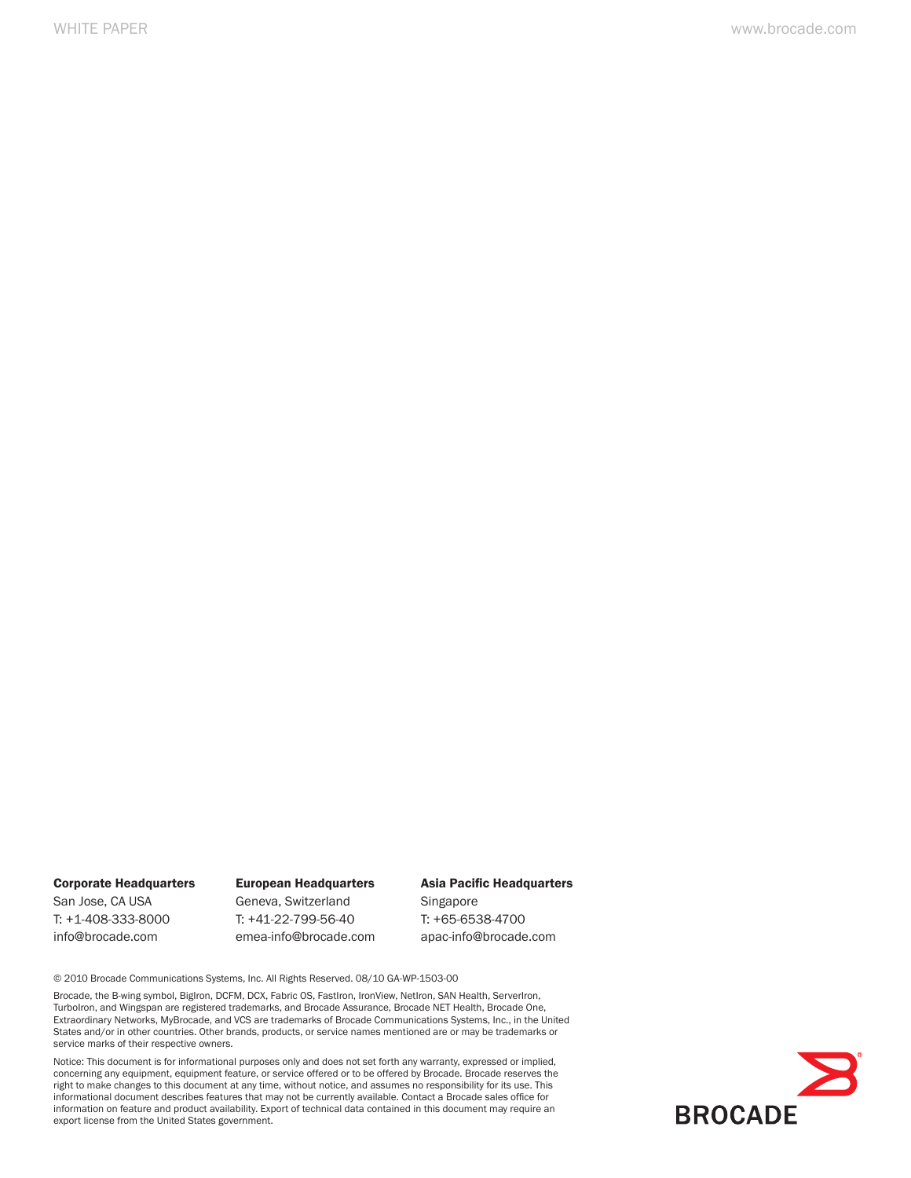**Corporate Headquarters**
San Jose, CA USA
T: +1-408-333-8000
info@brocade.com

**European Headquarters**
Geneva, Switzerland
T: +41-22-799-56-40
emea-info@brocade.com

**Asia Pacific Headquarters**
Singapore
T: +65-6538-4700
apac-info@brocade.com

© 2010 Brocade Communications Systems, Inc. All Rights Reserved. 08/10 GA-WP-1503-00

Brocade, the B-wing symbol, BigIron, DCFM, DCX, Fabric OS, FastIron, IronView, NetIron, SAN Health, ServerIron, TurboIron, and Wingspan are registered trademarks, and Brocade Assurance, Brocade NET Health, Brocade One, Extraordinary Networks, MyBrocade, and VCS are trademarks of Brocade Communications Systems, Inc., in the United States and/or in other countries. Other brands, products, or service names mentioned are or may be trademarks or service marks of their respective owners.

Notice: This document is for informational purposes only and does not set forth any warranty, expressed or implied, concerning any equipment, equipment feature, or service offered or to be offered by Brocade. Brocade reserves the right to make changes to this document at any time, without notice, and assumes no responsibility for its use. This informational document describes features that may not be currently available. Contact a Brocade sales office for information on feature and product availability. Export of technical data contained in this document may require an export license from the United States government.